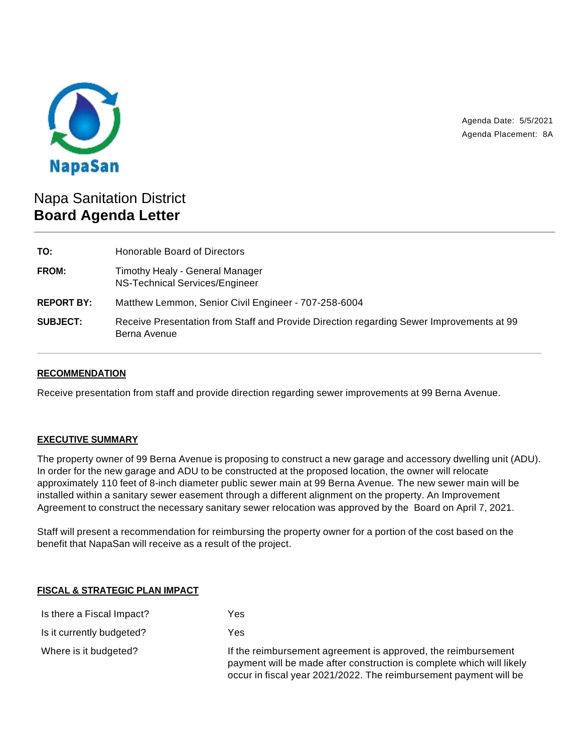NapaSan

Agenda Date: 5/5/2021
Agenda Placement: 8A

# Napa Sanitation District
## Board Agenda Letter

| | |
|---|---|
| **TO:** | Honorable Board of Directors |
| **FROM:** | Timothy Healy - General Manager<br>NS-Technical Services/Engineer |
| **REPORT BY:** | Matthew Lemmon, Senior Civil Engineer - 707-258-6004 |
| **SUBJECT:** | Receive Presentation from Staff and Provide Direction regarding Sewer Improvements at 99 Berna Avenue |

### RECOMMENDATION

Receive presentation from staff and provide direction regarding sewer improvements at 99 Berna Avenue.

### EXECUTIVE SUMMARY

The property owner of 99 Berna Avenue is proposing to construct a new garage and accessory dwelling unit (ADU). In order for the new garage and ADU to be constructed at the proposed location, the owner will relocate approximately 110 feet of 8-inch diameter public sewer main at 99 Berna Avenue. The new sewer main will be installed within a sanitary sewer easement through a different alignment on the property. An Improvement Agreement to construct the necessary sanitary sewer relocation was approved by the Board on April 7, 2021.

Staff will present a recommendation for reimbursing the property owner for a portion of the cost based on the benefit that NapaSan will receive as a result of the project.

### FISCAL & STRATEGIC PLAN IMPACT

| | |
|---|---|
| Is there a Fiscal Impact? | Yes |
| Is it currently budgeted? | Yes |
| Where is it budgeted? | If the reimbursement agreement is approved, the reimbursement payment will be made after construction is complete which will likely occur in fiscal year 2021/2022. The reimbursement payment will be |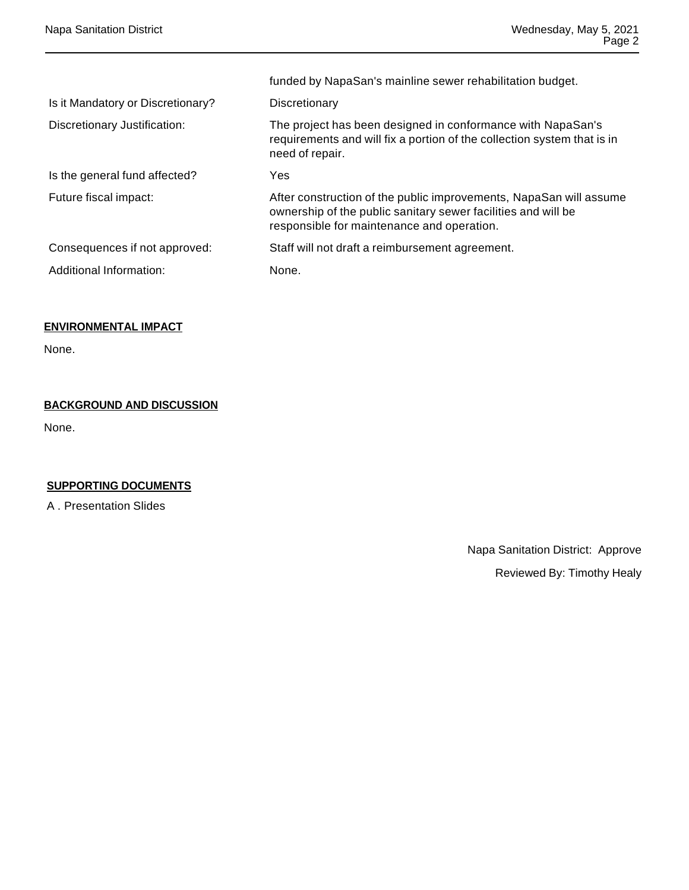| | |
|---|---|
| | funded by NapaSan's mainline sewer rehabilitation budget. |
| Is it Mandatory or Discretionary? | Discretionary |
| Discretionary Justification: | The project has been designed in conformance with NapaSan's requirements and will fix a portion of the collection system that is in need of repair. |
| Is the general fund affected? | Yes |
| Future fiscal impact: | After construction of the public improvements, NapaSan will assume ownership of the public sanitary sewer facilities and will be responsible for maintenance and operation. |
| Consequences if not approved: | Staff will not draft a reimbursement agreement. |
| Additional Information: | None. |

**ENVIRONMENTAL IMPACT**

None.

**BACKGROUND AND DISCUSSION**

None.

**SUPPORTING DOCUMENTS**

A . Presentation Slides

Napa Sanitation District: Approve

Reviewed By: Timothy Healy